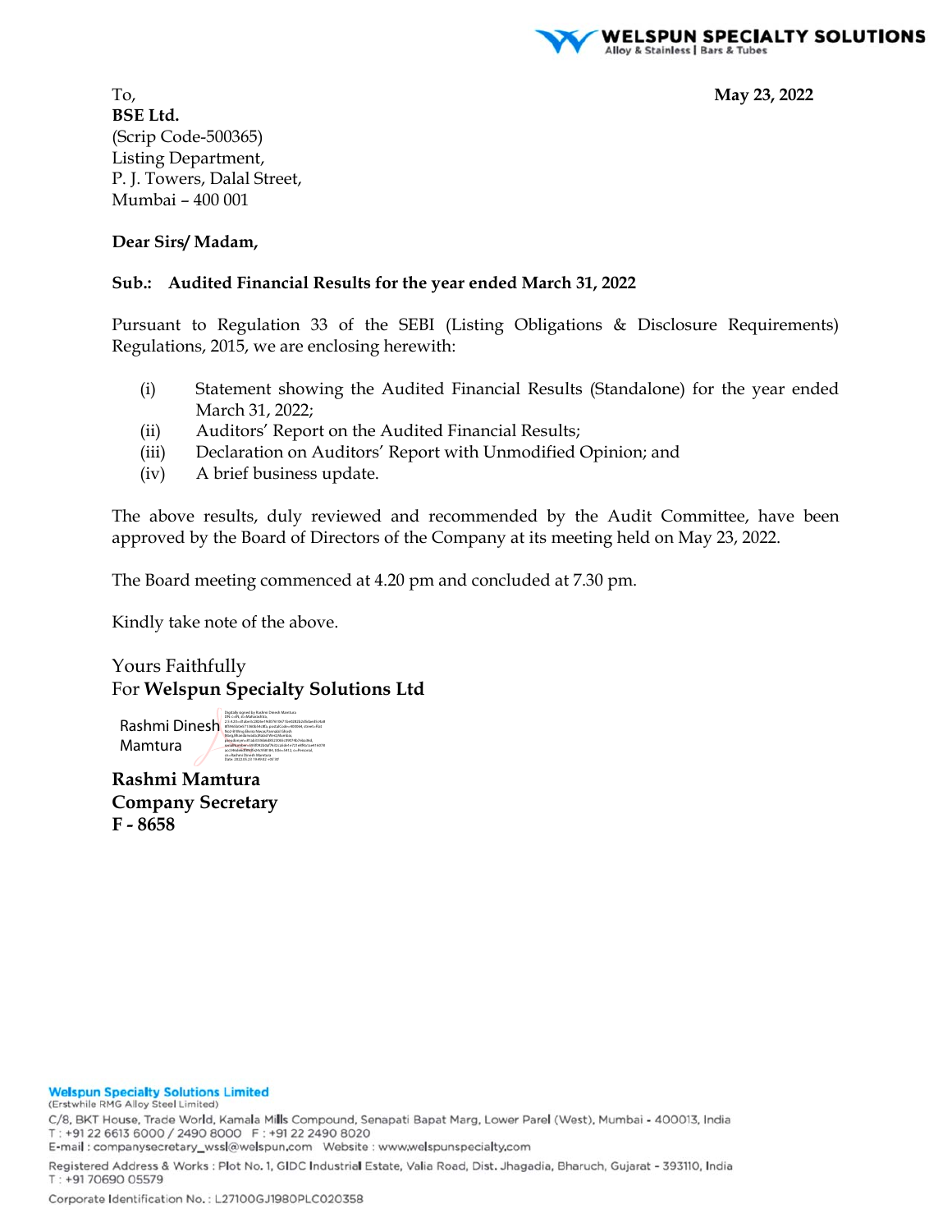To,

**May 23, 2022**

**BSE Ltd.**
(Scrip Code-500365)
Listing Department,
P. J. Towers, Dalal Street,
Mumbai – 400 001

**Dear Sirs/ Madam,**

**Sub.: Audited Financial Results for the year ended March 31, 2022**

Pursuant to Regulation 33 of the SEBI (Listing Obligations & Disclosure Requirements) Regulations, 2015, we are enclosing herewith:

(i) Statement showing the Audited Financial Results (Standalone) for the year ended March 31, 2022;
(ii) Auditors' Report on the Audited Financial Results;
(iii) Declaration on Auditors' Report with Unmodified Opinion; and
(iv) A brief business update.

The above results, duly reviewed and recommended by the Audit Committee, have been approved by the Board of Directors of the Company at its meeting held on May 23, 2022.

The Board meeting commenced at 4.20 pm and concluded at 7.30 pm.

Kindly take note of the above.

Yours Faithfully
For **Welspun Specialty Solutions Ltd**

Rashmi Dinesh Mamtura

**Rashmi Mamtura**
**Company Secretary**
**F - 8658**

**Welspun Specialty Solutions Limited**
(Erstwhile RMG Alloy Steel Limited)
C/8, BKT House, Trade World, Kamala Mills Compound, Senapati Bapat Marg, Lower Parel (West), Mumbai - 400013, India
T : +91 22 6613 6000 / 2490 8000 F : +91 22 2490 8020
E-mail : companysecretary_wssl@welspun.com Website : www.welspunspecialty.com
Registered Address & Works : Plot No. 1, GIDC Industrial Estate, Valia Road, Dist. Jhagadia, Bharuch, Gujarat - 393110, India
T : +91 70690 05579
Corporate Identification No. : L27100GJ1980PLC020358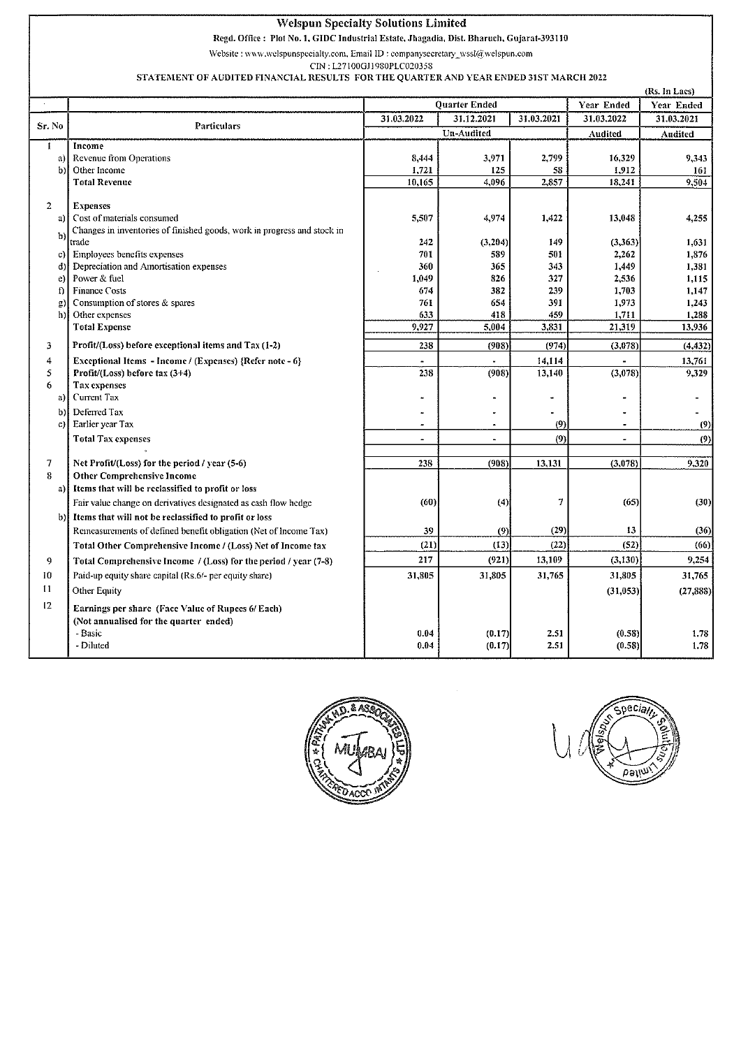# Welspun Specialty Solutions Limited

Regd. Office : Plot No. 1, GIDC Industrial Estate, Jhagadia, Dist. Bharuch, Gujarat-393110

Website : www.welspunspecialty.com, Email ID : companysecretary_wssl@welspun.com

CIN : L27100GJ1980PLC020358

## STATEMENT OF AUDITED FINANCIAL RESULTS FOR THE QUARTER AND YEAR ENDED 31ST MARCH 2022

(Rs. In Lacs)

| Sr. No | Particulars | Quarter Ended | | | Year Ended | Year Ended |
|---|---|---|---|---|---|---|
| | | 31.03.2022 | 31.12.2021 | 31.03.2021 | 31.03.2022 | 31.03.2021 |
| | | Un-Audited | | | Audited | Audited |
| 1 | **Income** | | | | | |
| a) | Revenue from Operations | 8,444 | 3,971 | 2,799 | 16,329 | 9,343 |
| b) | Other Income | 1,721 | 125 | 58 | 1,912 | 161 |
| | **Total Revenue** | 10,165 | 4,096 | 2,857 | 18,241 | 9,504 |
| 2 | **Expenses** | | | | | |
| a) | Cost of materials consumed | 5,507 | 4,974 | 1,422 | 13,048 | 4,255 |
| b) | Changes in inventories of finished goods, work in progress and stock in trade | 242 | (3,204) | 149 | (3,363) | 1,631 |
| c) | Employees benefits expenses | 701 | 589 | 501 | 2,262 | 1,876 |
| d) | Depreciation and Amortisation expenses | 360 | 365 | 343 | 1,449 | 1,381 |
| e) | Power & fuel | 1,049 | 826 | 327 | 2,536 | 1,115 |
| f) | Finance Costs | 674 | 382 | 239 | 1,703 | 1,147 |
| g) | Consumption of stores & spares | 761 | 654 | 391 | 1,973 | 1,243 |
| h) | Other expenses | 633 | 418 | 459 | 1,711 | 1,288 |
| | **Total Expense** | 9,927 | 5,004 | 3,831 | 21,319 | 13,936 |
| 3 | **Profit/(Loss) before exceptional items and Tax (1-2)** | 238 | (908) | (974) | (3,078) | (4,432) |
| 4 | **Exceptional Items - Income / (Expenses) {Refer note - 6}** | - | - | 14,114 | - | 13,761 |
| 5 | **Profit/(Loss) before tax (3+4)** | 238 | (908) | 13,140 | (3,078) | 9,329 |
| 6 | **Tax expenses** | | | | | |
| a) | Current Tax | - | - | - | - | - |
| b) | Deferred Tax | - | - | - | - | - |
| c) | Earlier year Tax | - | - | (9) | - | (9) |
| | **Total Tax expenses** | - | - | (9) | - | (9) |
| 7 | **Net Profit/(Loss) for the period / year (5-6)** | 238 | (908) | 13,131 | (3,078) | 9,320 |
| 8 | **Other Comprehensive Income** | | | | | |
| a) | **Items that will be reclassified to profit or loss** | | | | | |
| | Fair value change on derivatives designated as cash flow hedge | (60) | (4) | 7 | (65) | (30) |
| b) | **Items that will not be reclassified to profit or loss** | | | | | |
| | Remeasurements of defined benefit obligation (Net of Income Tax) | 39 | (9) | (29) | 13 | (36) |
| | **Total Other Comprehensive Income / (Loss) Net of Income tax** | (21) | (13) | (22) | (52) | (66) |
| 9 | **Total Comprehensive Income / (Loss) for the period / year (7-8)** | 217 | (921) | 13,109 | (3,130) | 9,254 |
| 10 | Paid-up equity share capital (Rs.6/- per equity share) | 31,805 | 31,805 | 31,765 | 31,805 | 31,765 |
| 11 | Other Equity | | | | (31,053) | (27,888) |
| 12 | **Earnings per share (Face Value of Rupees 6/ Each)** | | | | | |
| | **(Not annualised for the quarter ended)** | | | | | |
| | - Basic | 0.04 | (0.17) | 2.51 | (0.58) | 1.78 |
| | - Diluted | 0.04 | (0.17) | 2.51 | (0.58) | 1.78 |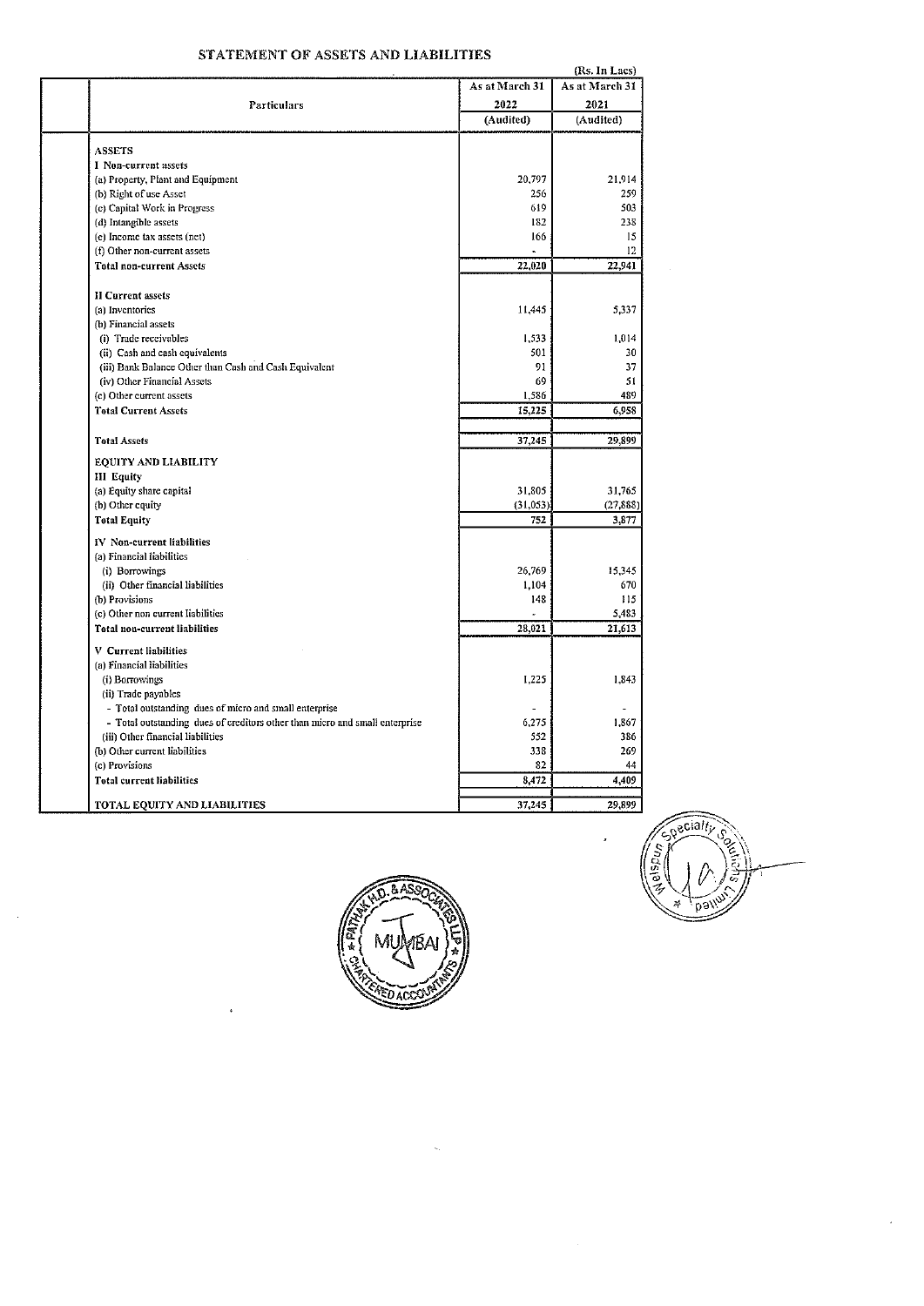## STATEMENT OF ASSETS AND LIABILITIES

(Rs. In Lacs)

| Particulars | As at March 31 2022 (Audited) | As at March 31 2021 (Audited) |
|---|---|---|
| **ASSETS** | | |
| **I Non-current assets** | | |
| (a) Property, Plant and Equipment | 20,797 | 21,914 |
| (b) Right of use Asset | 256 | 259 |
| (c) Capital Work in Progress | 619 | 503 |
| (d) Intangible assets | 182 | 238 |
| (e) Income tax assets (net) | 166 | 15 |
| (f) Other non-current assets | - | 12 |
| **Total non-current Assets** | 22,020 | 22,941 |
| **II Current assets** | | |
| (a) Inventories | 11,445 | 5,337 |
| (b) Financial assets | | |
| (i) Trade receivables | 1,533 | 1,014 |
| (ii) Cash and cash equivalents | 501 | 30 |
| (iii) Bank Balance Other than Cash and Cash Equivalent | 91 | 37 |
| (iv) Other Financial Assets | 69 | 51 |
| (c) Other current assets | 1,586 | 489 |
| **Total Current Assets** | 15,225 | 6,958 |
| **Total Assets** | 37,245 | 29,899 |
| **EQUITY AND LIABILITY** | | |
| **III Equity** | | |
| (a) Equity share capital | 31,805 | 31,765 |
| (b) Other equity | (31,053) | (27,888) |
| **Total Equity** | 752 | 3,877 |
| **IV Non-current liabilities** | | |
| (a) Financial liabilities | | |
| (i) Borrowings | 26,769 | 15,345 |
| (ii) Other financial liabilities | 1,104 | 670 |
| (b) Provisions | 148 | 115 |
| (c) Other non current liabilities | - | 5,483 |
| **Total non-current liabilities** | 28,021 | 21,613 |
| **V Current liabilities** | | |
| (a) Financial liabilities | | |
| (i) Borrowings | 1,225 | 1,843 |
| (ii) Trade payables | | |
| - Total outstanding dues of micro and small enterprise | - | - |
| - Total outstanding dues of creditors other than micro and small enterprise | 6,275 | 1,867 |
| (iii) Other financial liabilities | 552 | 386 |
| (b) Other current liabilities | 338 | 269 |
| (c) Provisions | 82 | 44 |
| **Total current liabilities** | 8,472 | 4,409 |
| **TOTAL EQUITY AND LIABILITIES** | 37,245 | 29,899 |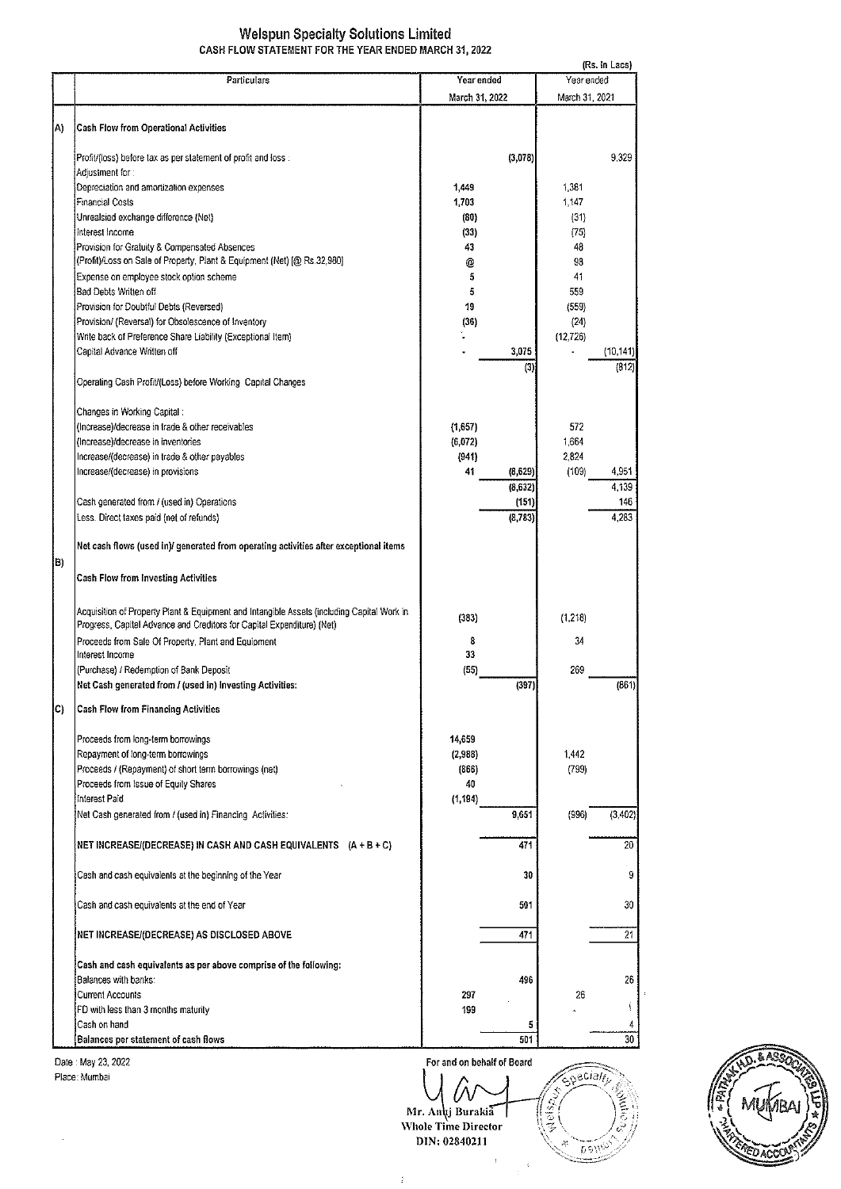# Welspun Specialty Solutions Limited

## CASH FLOW STATEMENT FOR THE YEAR ENDED MARCH 31, 2022

(Rs. in Lacs)

| | Particulars | Year ended March 31, 2022 | | Year ended March 31, 2021 | |
|---|---|---|---|---|---|
| A) | **Cash Flow from Operational Activities** | | | | |
| | Profit/(loss) before tax as per statement of profit and loss . | | (3,078) | | 9,329 |
| | Adjustment for : | | | | |
| | Depreciation and amortization expenses | 1,449 | | 1,381 | |
| | Financial Costs | 1,703 | | 1,147 | |
| | Unrealsied exchange difference (Net) | (80) | | (31) | |
| | Interest Income | (33) | | (75) | |
| | Provision for Gratuity & Compensated Absences | 43 | | 48 | |
| | (Profit)/Loss on Sale of Property, Plant & Equipment (Net) [@ Rs.32,980] | @ | | 98 | |
| | Expense on employee stock option scheme | 5 | | 41 | |
| | Bad Debts Written off | 5 | | 559 | |
| | Provision for Doubtful Debts (Reversed) | 19 | | (559) | |
| | Provision/ (Reversal) for Obsolescence of Inventory | (36) | | (24) | |
| | Write back of Preference Share Liability (Exceptional Item) | - | | (12,726) | |
| | Capital Advance Written off | - | 3,075 | - | (10,141) |
| | | | (3) | | (812) |
| | Operating Cash Profit/(Loss) before Working Capital Changes | | | | |
| | Changes in Working Capital : | | | | |
| | (Increase)/decrease in trade & other receivables | (1,657) | | 572 | |
| | (Increase)/decrease in inventories | (6,072) | | 1,664 | |
| | Increase/(decrease) in trade & other payables | (941) | | 2,824 | |
| | Increase/(decrease) in provisions | 41 | (8,629) | (109) | 4,951 |
| | | | (8,632) | | 4,139 |
| | Cash generated from / (used in) Operations | | (151) | | 146 |
| | Less. Direct taxes paid (net of refunds) | | (8,783) | | 4,283 |
| | **Net cash flows (used in)/ generated from operating activities after exceptional items** | | | | |
| B) | **Cash Flow from Investing Activities** | | | | |
| | Acquisition of Property Plant & Equipment and Intangible Assets (including Capital Work in Progress, Capital Advance and Creditors for Capital Expenditure) (Net) | (383) | | (1,218) | |
| | Proceeds from Sale Of Property, Plant and Equipment | 8 | | 34 | |
| | Interest Income | 33 | | | |
| | (Purchase) / Redemption of Bank Deposit | (55) | | 269 | |
| | **Net Cash generated from / (used in) Investing Activities:** | | (397) | | (861) |
| C) | **Cash Flow from Financing Activities** | | | | |
| | Proceeds from long-term borrowings | 14,659 | | | |
| | Repayment of long-term borrowings | (2,988) | | 1,442 | |
| | Proceeds / (Repayment) of short term borrowings (net) | (866) | | (799) | |
| | Proceeds from Issue of Equity Shares | 40 | | | |
| | Interest Paid | (1,194) | | | |
| | Net Cash generated from / (used in) Financing Activities: | | 9,651 | (996) | (3,402) |
| | NET INCREASE/(DECREASE) IN CASH AND CASH EQUIVALENTS (A + B + C) | | 471 | | 20 |
| | Cash and cash equivalents at the beginning of the Year | | 30 | | 9 |
| | Cash and cash equivalents at the end of Year | | 501 | | 30 |
| | NET INCREASE/(DECREASE) AS DISCLOSED ABOVE | | 471 | | 21 |
| | **Cash and cash equivalents as per above comprise of the following:** | | | | |
| | Balances with banks: | | 496 | | 26 |
| | Current Accounts | 297 | | 26 | |
| | FD with less than 3 months maturity | 199 | | - | |
| | Cash on hand | | 5 | | 4 |
| | Balances per statement of cash flows | | 501 | | 30 |

Date : May 23, 2022

Place: Mumbai

For and on behalf of Board

Mr. Anuj Burakia
Whole Time Director
DIN: 02840211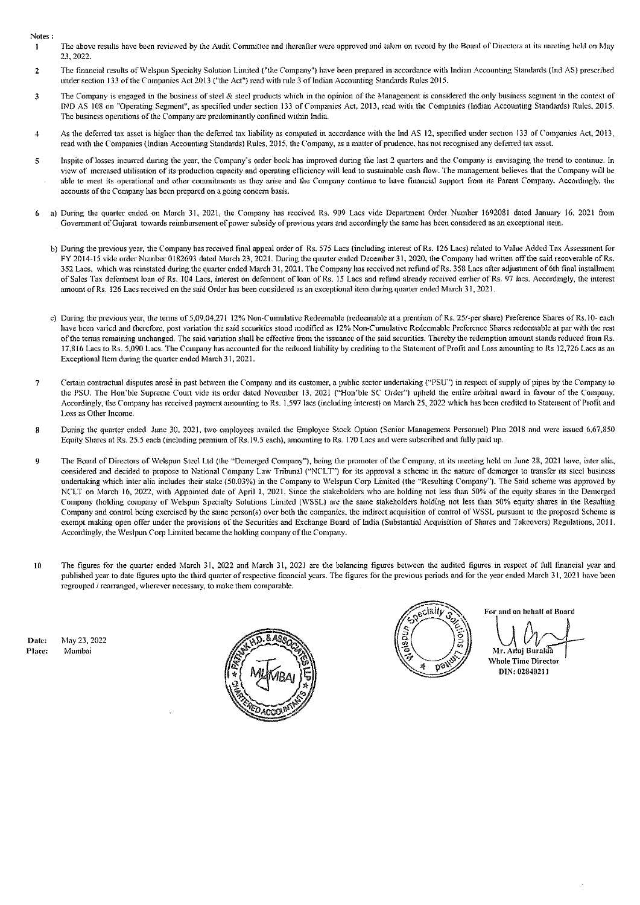Notes :

1. The above results have been reviewed by the Audit Committee and thereafter were approved and taken on record by the Board of Directors at its meeting held on May 23, 2022.

2. The financial results of Welspun Specialty Solution Limited ("the Company") have been prepared in accordance with Indian Accounting Standards (Ind AS) prescribed under section 133 of the Companies Act 2013 ("the Act") read with rule 3 of Indian Accounting Standards Rules 2015.

3. The Company is engaged in the business of steel & steel products which in the opinion of the Management is considered the only business segment in the context of IND AS 108 on "Operating Segment", as specified under section 133 of Companies Act, 2013, read with the Companies (Indian Accounting Standards) Rules, 2015. The business operations of the Company are predominantly confined within India.

4. As the deferred tax asset is higher than the deferred tax liability as computed in accordance with the Ind AS 12, specified under section 133 of Companies Act, 2013, read with the Companies (Indian Accounting Standards) Rules, 2015, the Company, as a matter of prudence, has not recognised any deferred tax asset.

5. Inspite of losses incurred during the year, the Company's order book has improved during the last 2 quarters and the Company is envisaging the trend to continue. In view of increased utilisation of its production capacity and operating efficiency will lead to sustainable cash flow. The management believes that the Company will be able to meet its operational and other commitments as they arise and the Company continue to have financial support from its Parent Company. Accordingly, the accounts of the Company has been prepared on a going concern basis.

6. a) During the quarter ended on March 31, 2021, the Company has received Rs. 909 Lacs vide Department Order Number 1692081 dated January 16, 2021 from Government of Gujarat towards reimbursement of power subsidy of previous years and accordingly the same has been considered as an exceptional item.

   b) During the previous year, the Company has received final appeal order of Rs. 575 Lacs (including interest of Rs. 126 Lacs) related to Value Added Tax Assessment for FY 2014-15 vide order Number 0182693 dated March 23, 2021. During the quarter ended December 31, 2020, the Company had written off the said recoverable of Rs. 352 Lacs, which was reinstated during the quarter ended March 31, 2021. The Company has received net refund of Rs. 358 Lacs after adjustment of 6th final installment of Sales Tax deferment loan of Rs. 104 Lacs, interest on deferment of loan of Rs. 15 Lacs and refund already received earlier of Rs. 97 lacs. Accordingly, the interest amount of Rs. 126 Lacs received on the said Order has been considered as an exceptional item during quarter ended March 31, 2021.

   c) During the previous year, the terms of 5,09,04,271 12% Non-Cumulative Redeemable (redeemable at a premium of Rs. 25/-per share) Preference Shares of Rs.10- each have been varied and therefore, post variation the said securities stood modified as 12% Non-Cumulative Redeemable Preference Shares redeemable at par with the rest of the terms remaining unchanged. The said variation shall be effective from the issuance of the said securities. Thereby the redemption amount stands reduced from Rs. 17,816 Lacs to Rs. 5,090 Lacs. The Company has accounted for the reduced liability by crediting to the Statement of Profit and Loss amounting to Rs 12,726 Lacs as an Exceptional Item during the quarter ended March 31, 2021.

7. Certain contractual disputes arose in past between the Company and its customer, a public sector undertaking ("PSU") in respect of supply of pipes by the Company to the PSU. The Hon'ble Supreme Court vide its order dated November 13, 2021 ("Hon'ble SC Order") upheld the entire arbitral award in favour of the Company. Accordingly, the Company has received payment amounting to Rs. 1,597 lacs (including interest) on March 25, 2022 which has been credited to Statement of Profit and Loss as Other Income.

8. During the quarter ended June 30, 2021, two employees availed the Employee Stock Option (Senior Management Personnel) Plan 2018 and were issued 6,67,850 Equity Shares at Rs. 25.5 each (including premium of Rs.19.5 each), amounting to Rs. 170 Lacs and were subscribed and fully paid up.

9. The Board of Directors of Welspun Steel Ltd (the "Demerged Company"), being the promoter of the Company, at its meeting held on June 28, 2021 have, inter alia, considered and decided to propose to National Company Law Tribunal ("NCLT") for its approval a scheme in the nature of demerger to transfer its steel business undertaking which inter alia includes their stake (50.03%) in the Company to Welspun Corp Limited (the "Resulting Company"). The Said scheme was approved by NCLT on March 16, 2022, with Appointed date of April 1, 2021. Since the stakeholders who are holding not less than 50% of the equity shares in the Demerged Company (holding company of Welspun Specialty Solutions Limited (WSSL) are the same stakeholders holding not less than 50% equity shares in the Resulting Company and control being exercised by the same person(s) over both the companies, the indirect acquisition of control of WSSL pursuant to the proposed Scheme is exempt making open offer under the provisions of the Securities and Exchange Board of India (Substantial Acquisition of Shares and Takeovers) Regulations, 2011. Accordingly, the Weslpun Corp Limited became the holding company of the Company.

10. The figures for the quarter ended March 31, 2022 and March 31, 2021 are the balancing figures between the audited figures in respect of full financial year and published year to date figures upto the third quarter of respective financial years. The figures for the previous periods and for the year ended March 31, 2021 have been regrouped / rearranged, wherever necessary, to make them comparable.

Date: May 23, 2022
Place: Mumbai

For and on behalf of Board

Mr. Anuj Burakia
Whole Time Director
DIN: 02840211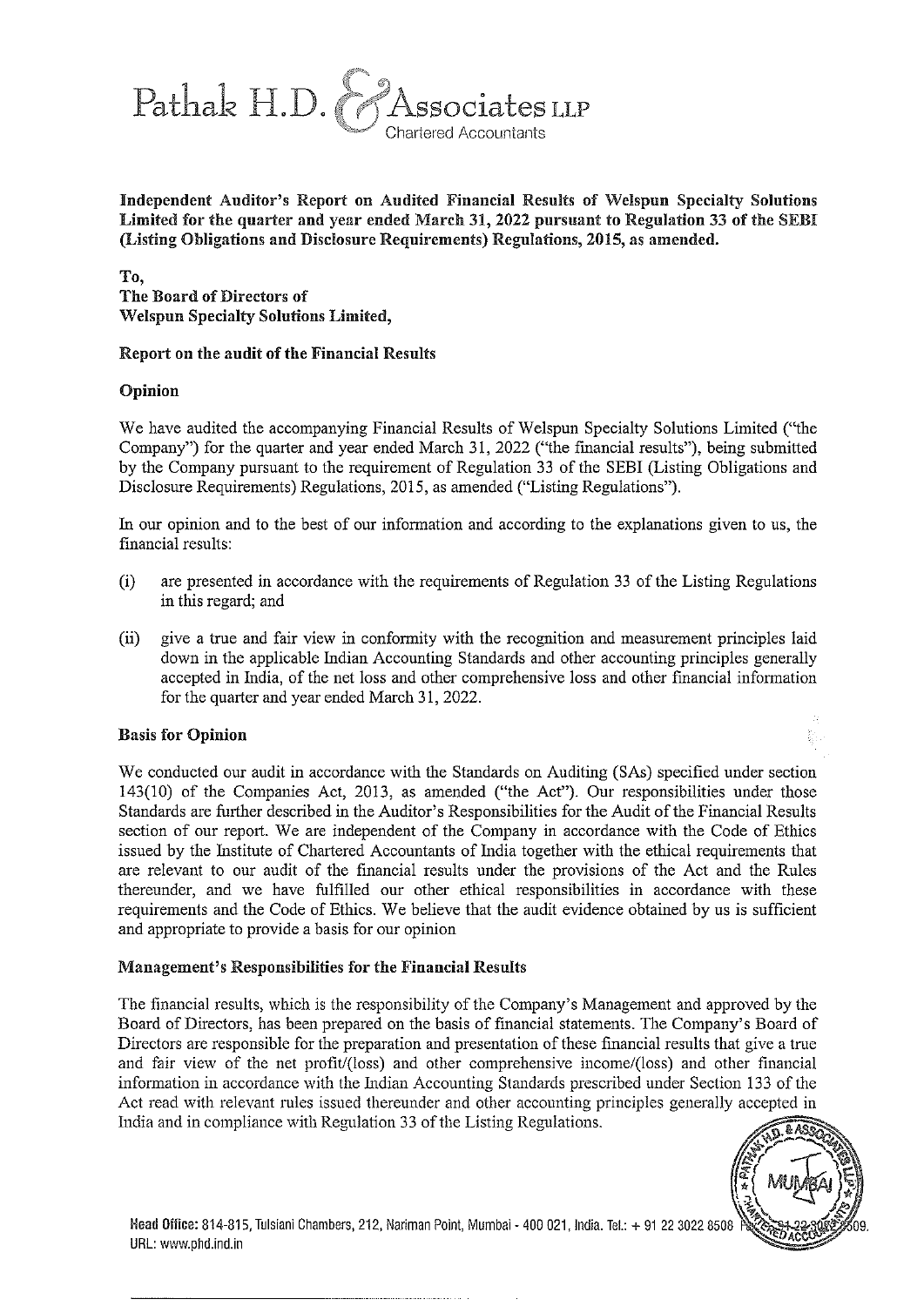# Pathak H.D. & Associates LLP
Chartered Accountants

**Independent Auditor's Report on Audited Financial Results of Welspun Specialty Solutions Limited for the quarter and year ended March 31, 2022 pursuant to Regulation 33 of the SEBI (Listing Obligations and Disclosure Requirements) Regulations, 2015, as amended.**

**To,**
**The Board of Directors of**
**Welspun Specialty Solutions Limited,**

**Report on the audit of the Financial Results**

**Opinion**

We have audited the accompanying Financial Results of Welspun Specialty Solutions Limited ("the Company") for the quarter and year ended March 31, 2022 ("the financial results"), being submitted by the Company pursuant to the requirement of Regulation 33 of the SEBI (Listing Obligations and Disclosure Requirements) Regulations, 2015, as amended ("Listing Regulations").

In our opinion and to the best of our information and according to the explanations given to us, the financial results:

(i) are presented in accordance with the requirements of Regulation 33 of the Listing Regulations in this regard; and

(ii) give a true and fair view in conformity with the recognition and measurement principles laid down in the applicable Indian Accounting Standards and other accounting principles generally accepted in India, of the net loss and other comprehensive loss and other financial information for the quarter and year ended March 31, 2022.

**Basis for Opinion**

We conducted our audit in accordance with the Standards on Auditing (SAs) specified under section 143(10) of the Companies Act, 2013, as amended ("the Act"). Our responsibilities under those Standards are further described in the Auditor's Responsibilities for the Audit of the Financial Results section of our report. We are independent of the Company in accordance with the Code of Ethics issued by the Institute of Chartered Accountants of India together with the ethical requirements that are relevant to our audit of the financial results under the provisions of the Act and the Rules thereunder, and we have fulfilled our other ethical responsibilities in accordance with these requirements and the Code of Ethics. We believe that the audit evidence obtained by us is sufficient and appropriate to provide a basis for our opinion

**Management's Responsibilities for the Financial Results**

The financial results, which is the responsibility of the Company's Management and approved by the Board of Directors, has been prepared on the basis of financial statements. The Company's Board of Directors are responsible for the preparation and presentation of these financial results that give a true and fair view of the net profit/(loss) and other comprehensive income/(loss) and other financial information in accordance with the Indian Accounting Standards prescribed under Section 133 of the Act read with relevant rules issued thereunder and other accounting principles generally accepted in India and in compliance with Regulation 33 of the Listing Regulations.

Head Office: 814-815, Tulsiani Chambers, 212, Nariman Point, Mumbai - 400 021, India. Tel.: + 91 22 3022 8508 Fax: 91 22 3022 8509.
URL: www.phd.ind.in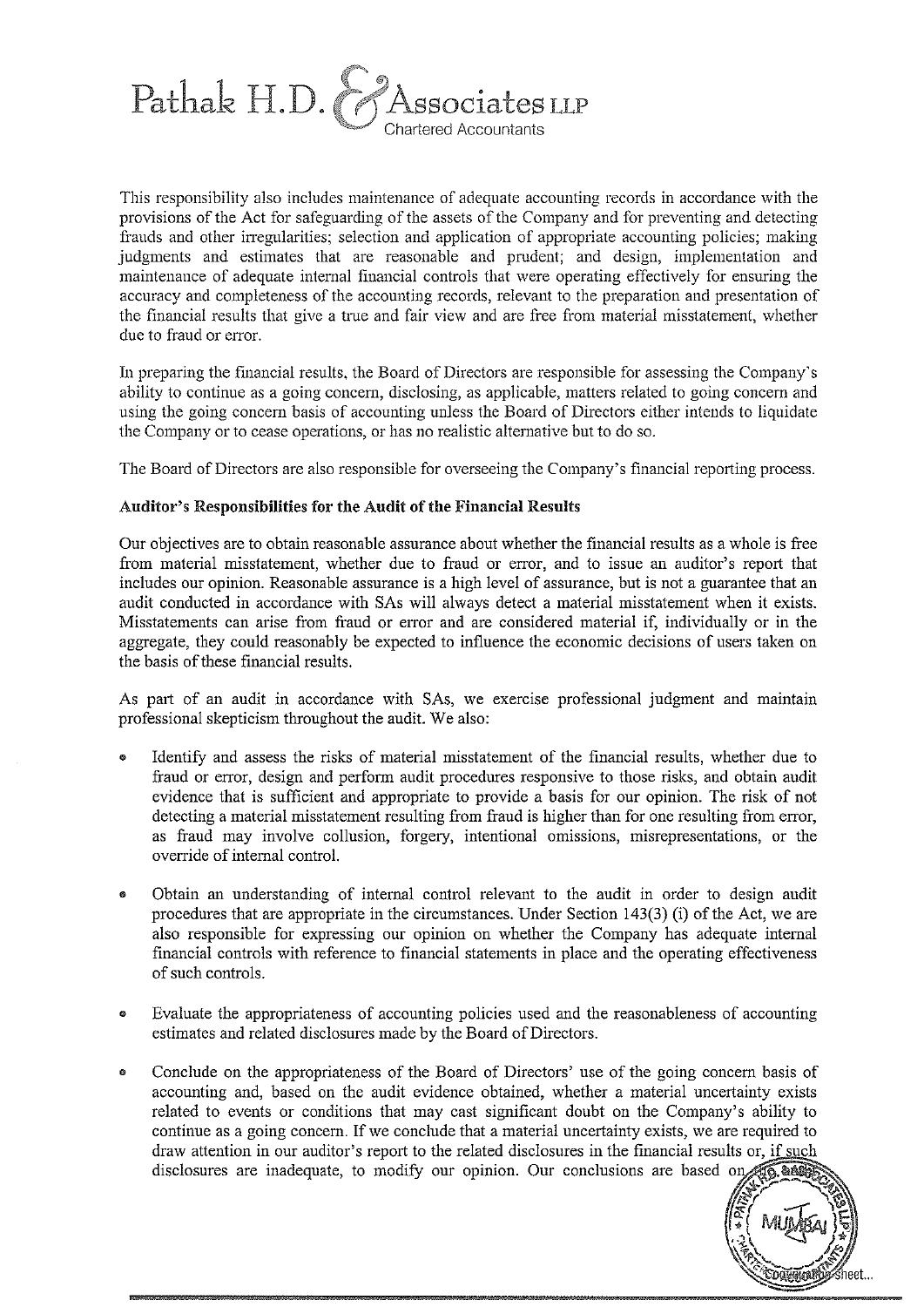This responsibility also includes maintenance of adequate accounting records in accordance with the provisions of the Act for safeguarding of the assets of the Company and for preventing and detecting frauds and other irregularities; selection and application of appropriate accounting policies; making judgments and estimates that are reasonable and prudent; and design, implementation and maintenance of adequate internal financial controls that were operating effectively for ensuring the accuracy and completeness of the accounting records, relevant to the preparation and presentation of the financial results that give a true and fair view and are free from material misstatement, whether due to fraud or error.

In preparing the financial results, the Board of Directors are responsible for assessing the Company's ability to continue as a going concern, disclosing, as applicable, matters related to going concern and using the going concern basis of accounting unless the Board of Directors either intends to liquidate the Company or to cease operations, or has no realistic alternative but to do so.

The Board of Directors are also responsible for overseeing the Company's financial reporting process.

**Auditor's Responsibilities for the Audit of the Financial Results**

Our objectives are to obtain reasonable assurance about whether the financial results as a whole is free from material misstatement, whether due to fraud or error, and to issue an auditor's report that includes our opinion. Reasonable assurance is a high level of assurance, but is not a guarantee that an audit conducted in accordance with SAs will always detect a material misstatement when it exists. Misstatements can arise from fraud or error and are considered material if, individually or in the aggregate, they could reasonably be expected to influence the economic decisions of users taken on the basis of these financial results.

As part of an audit in accordance with SAs, we exercise professional judgment and maintain professional skepticism throughout the audit. We also:

- Identify and assess the risks of material misstatement of the financial results, whether due to fraud or error, design and perform audit procedures responsive to those risks, and obtain audit evidence that is sufficient and appropriate to provide a basis for our opinion. The risk of not detecting a material misstatement resulting from fraud is higher than for one resulting from error, as fraud may involve collusion, forgery, intentional omissions, misrepresentations, or the override of internal control.

- Obtain an understanding of internal control relevant to the audit in order to design audit procedures that are appropriate in the circumstances. Under Section 143(3) (i) of the Act, we are also responsible for expressing our opinion on whether the Company has adequate internal financial controls with reference to financial statements in place and the operating effectiveness of such controls.

- Evaluate the appropriateness of accounting policies used and the reasonableness of accounting estimates and related disclosures made by the Board of Directors.

- Conclude on the appropriateness of the Board of Directors' use of the going concern basis of accounting and, based on the audit evidence obtained, whether a material uncertainty exists related to events or conditions that may cast significant doubt on the Company's ability to continue as a going concern. If we conclude that a material uncertainty exists, we are required to draw attention in our auditor's report to the related disclosures in the financial results or, if such disclosures are inadequate, to modify our opinion. Our conclusions are based on

Continuation sheet...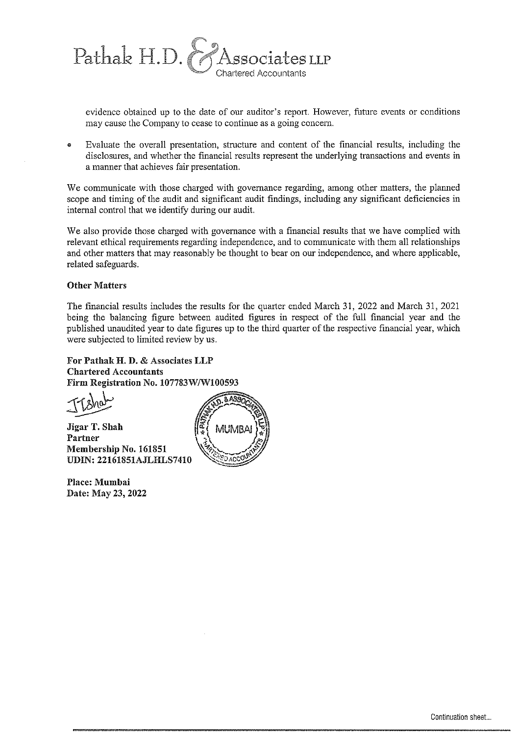evidence obtained up to the date of our auditor's report. However, future events or conditions may cause the Company to cease to continue as a going concern.

- Evaluate the overall presentation, structure and content of the financial results, including the disclosures, and whether the financial results represent the underlying transactions and events in a manner that achieves fair presentation.

We communicate with those charged with governance regarding, among other matters, the planned scope and timing of the audit and significant audit findings, including any significant deficiencies in internal control that we identify during our audit.

We also provide those charged with governance with a financial results that we have complied with relevant ethical requirements regarding independence, and to communicate with them all relationships and other matters that may reasonably be thought to bear on our independence, and where applicable, related safeguards.

**Other Matters**

The financial results includes the results for the quarter ended March 31, 2022 and March 31, 2021 being the balancing figure between audited figures in respect of the full financial year and the published unaudited year to date figures up to the third quarter of the respective financial year, which were subjected to limited review by us.

**For Pathak H. D. & Associates LLP**
**Chartered Accountants**
**Firm Registration No. 107783W/W100593**

**Jigar T. Shah**
**Partner**
**Membership No. 161851**
**UDIN: 22161851AJLHLS7410**

**Place: Mumbai**
**Date: May 23, 2022**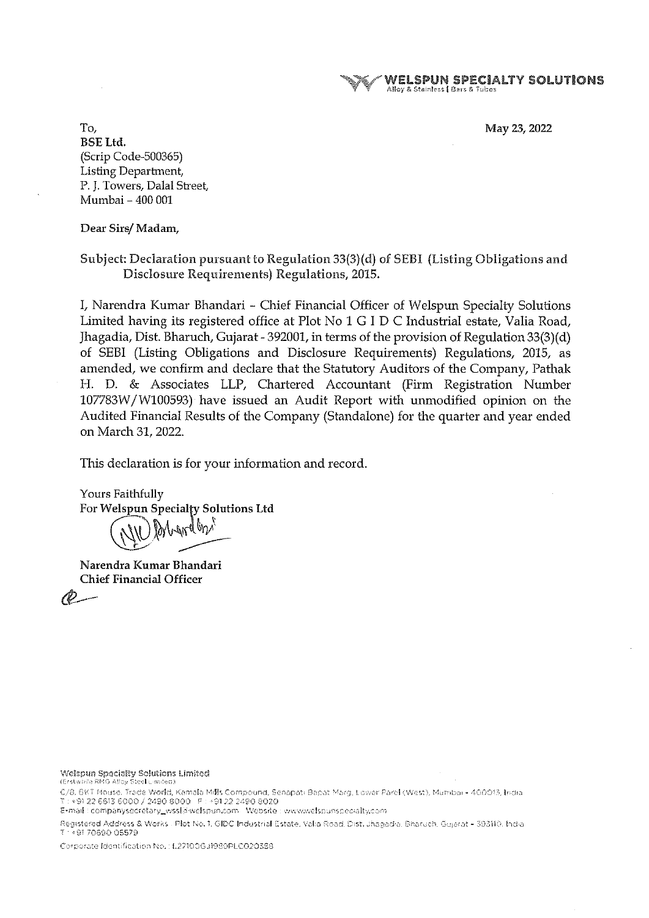**WELSPUN SPECIALTY SOLUTIONS**
Alloy & Stainless | Bars & Tubes

May 23, 2022

To,
**BSE Ltd.**
(Scrip Code-500365)
Listing Department,
P. J. Towers, Dalal Street,
Mumbai – 400 001

**Dear Sirs/ Madam,**

Subject: Declaration pursuant to Regulation 33(3)(d) of SEBI (Listing Obligations and Disclosure Requirements) Regulations, 2015.

I, Narendra Kumar Bhandari - Chief Financial Officer of Welspun Specialty Solutions Limited having its registered office at Plot No 1 G I D C Industrial estate, Valia Road, Jhagadia, Dist. Bharuch, Gujarat - 392001, in terms of the provision of Regulation 33(3)(d) of SEBI (Listing Obligations and Disclosure Requirements) Regulations, 2015, as amended, we confirm and declare that the Statutory Auditors of the Company, Pathak H. D. & Associates LLP, Chartered Accountant (Firm Registration Number 107783W/W100593) have issued an Audit Report with unmodified opinion on the Audited Financial Results of the Company (Standalone) for the quarter and year ended on March 31, 2022.

This declaration is for your information and record.

Yours Faithfully
For **Welspun Specialty Solutions Ltd**

**Narendra Kumar Bhandari**
**Chief Financial Officer**

Welspun Specialty Solutions Limited
(Erstwhile RMG Alloy Steel Limited)
C/8, BKT House, Trade World, Kamala Mills Compound, Senapati Bapat Marg, Lower Parel (West), Mumbai - 400013, India
T : +91 22 6613 6000 / 2490 8000 F : +91 22 2490 8020
E-mail : companysecretary_wssl@welspun.com Website : www.welspunspecialty.com

Registered Address & Works : Plot No. 1, GIDC Industrial Estate, Valia Road, Dist. Jhagadia, Bharuch, Gujarat - 393110, India
T : +91 70690 05579

Corporate Identification No. : L27100GJ1980PLC020358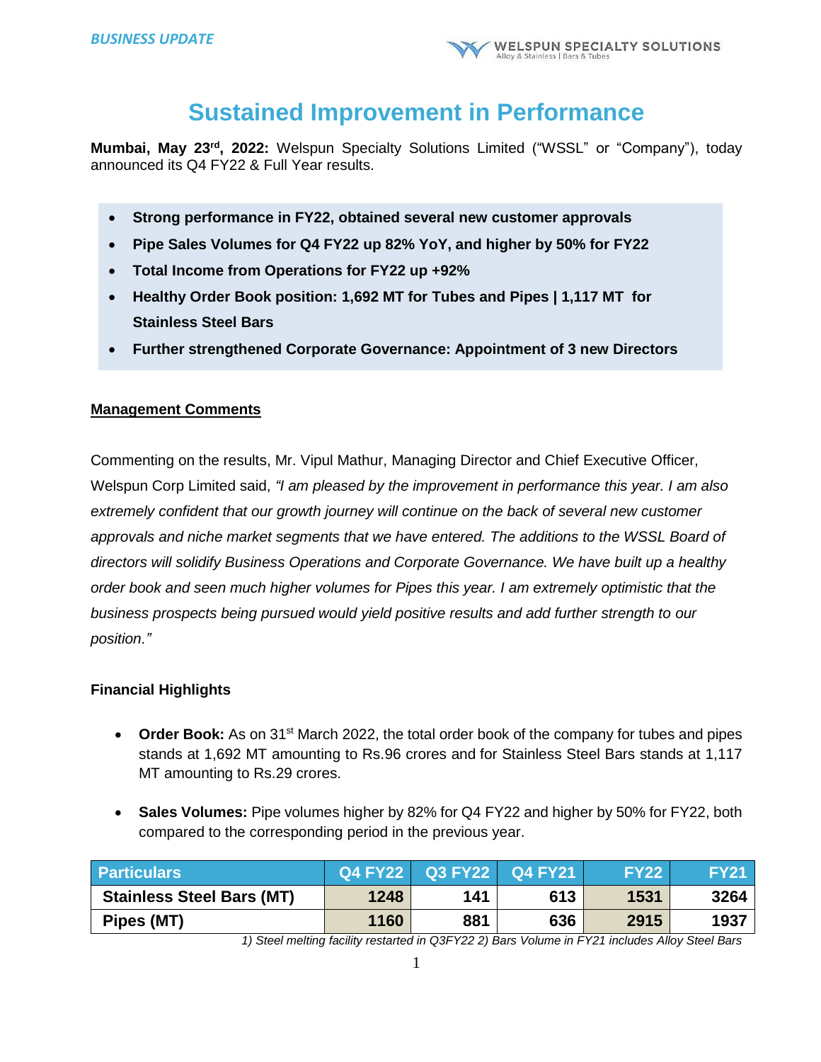**BUSINESS UPDATE**

# Sustained Improvement in Performance

**Mumbai, May 23rd, 2022:** Welspun Specialty Solutions Limited ("WSSL" or "Company"), today announced its Q4 FY22 & Full Year results.

- **Strong performance in FY22, obtained several new customer approvals**
- **Pipe Sales Volumes for Q4 FY22 up 82% YoY, and higher by 50% for FY22**
- **Total Income from Operations for FY22 up +92%**
- **Healthy Order Book position: 1,692 MT for Tubes and Pipes | 1,117 MT for Stainless Steel Bars**
- **Further strengthened Corporate Governance: Appointment of 3 new Directors**

## Management Comments

Commenting on the results, Mr. Vipul Mathur, Managing Director and Chief Executive Officer, Welspun Corp Limited said, *"I am pleased by the improvement in performance this year. I am also extremely confident that our growth journey will continue on the back of several new customer approvals and niche market segments that we have entered. The additions to the WSSL Board of directors will solidify Business Operations and Corporate Governance. We have built up a healthy order book and seen much higher volumes for Pipes this year. I am extremely optimistic that the business prospects being pursued would yield positive results and add further strength to our position."*

### Financial Highlights

- **Order Book:** As on 31st March 2022, the total order book of the company for tubes and pipes stands at 1,692 MT amounting to Rs.96 crores and for Stainless Steel Bars stands at 1,117 MT amounting to Rs.29 crores.

- **Sales Volumes:** Pipe volumes higher by 82% for Q4 FY22 and higher by 50% for FY22, both compared to the corresponding period in the previous year.

| Particulars | Q4 FY22 | Q3 FY22 | Q4 FY21 | FY22 | FY21 |
|---|---|---|---|---|---|
| Stainless Steel Bars (MT) | 1248 | 141 | 613 | 1531 | 3264 |
| Pipes (MT) | 1160 | 881 | 636 | 2915 | 1937 |

*1) Steel melting facility restarted in Q3FY22 2) Bars Volume in FY21 includes Alloy Steel Bars*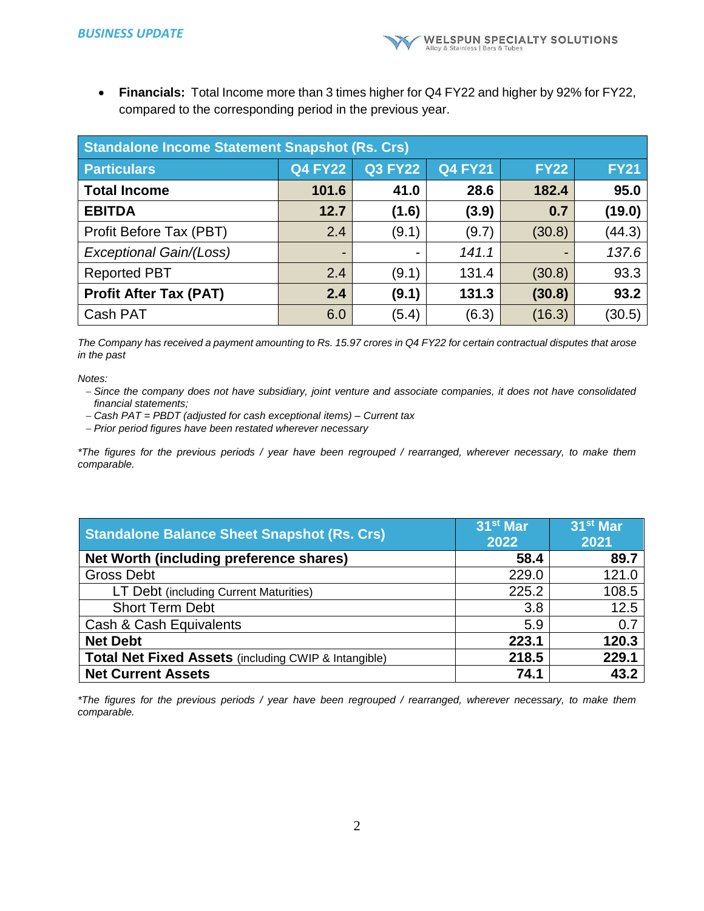- **Financials:** Total Income more than 3 times higher for Q4 FY22 and higher by 92% for FY22, compared to the corresponding period in the previous year.

| Standalone Income Statement Snapshot (Rs. Crs) | | | | | |
|---|---|---|---|---|---|
| **Particulars** | **Q4 FY22** | **Q3 FY22** | **Q4 FY21** | **FY22** | **FY21** |
| **Total Income** | **101.6** | **41.0** | **28.6** | **182.4** | **95.0** |
| **EBITDA** | **12.7** | **(1.6)** | **(3.9)** | **0.7** | **(19.0)** |
| Profit Before Tax (PBT) | 2.4 | (9.1) | (9.7) | (30.8) | (44.3) |
| *Exceptional Gain/(Loss)* | - | - | *141.1* | - | *137.6* |
| Reported PBT | 2.4 | (9.1) | 131.4 | (30.8) | 93.3 |
| **Profit After Tax (PAT)** | **2.4** | **(9.1)** | **131.3** | **(30.8)** | **93.2** |
| Cash PAT | 6.0 | (5.4) | (6.3) | (16.3) | (30.5) |

*The Company has received a payment amounting to Rs. 15.97 crores in Q4 FY22 for certain contractual disputes that arose in the past*

*Notes:*

- *Since the company does not have subsidiary, joint venture and associate companies, it does not have consolidated financial statements;*
- *Cash PAT = PBDT (adjusted for cash exceptional items) – Current tax*
- *Prior period figures have been restated wherever necessary*

*\*The figures for the previous periods / year have been regrouped / rearranged, wherever necessary, to make them comparable.*

| Standalone Balance Sheet Snapshot (Rs. Crs) | 31st Mar 2022 | 31st Mar 2021 |
|---|---|---|
| **Net Worth (including preference shares)** | **58.4** | **89.7** |
| Gross Debt | 229.0 | 121.0 |
| LT Debt (including Current Maturities) | 225.2 | 108.5 |
| Short Term Debt | 3.8 | 12.5 |
| Cash & Cash Equivalents | 5.9 | 0.7 |
| **Net Debt** | **223.1** | **120.3** |
| **Total Net Fixed Assets** (including CWIP & Intangible) | **218.5** | **229.1** |
| **Net Current Assets** | **74.1** | **43.2** |

*\*The figures for the previous periods / year have been regrouped / rearranged, wherever necessary, to make them comparable.*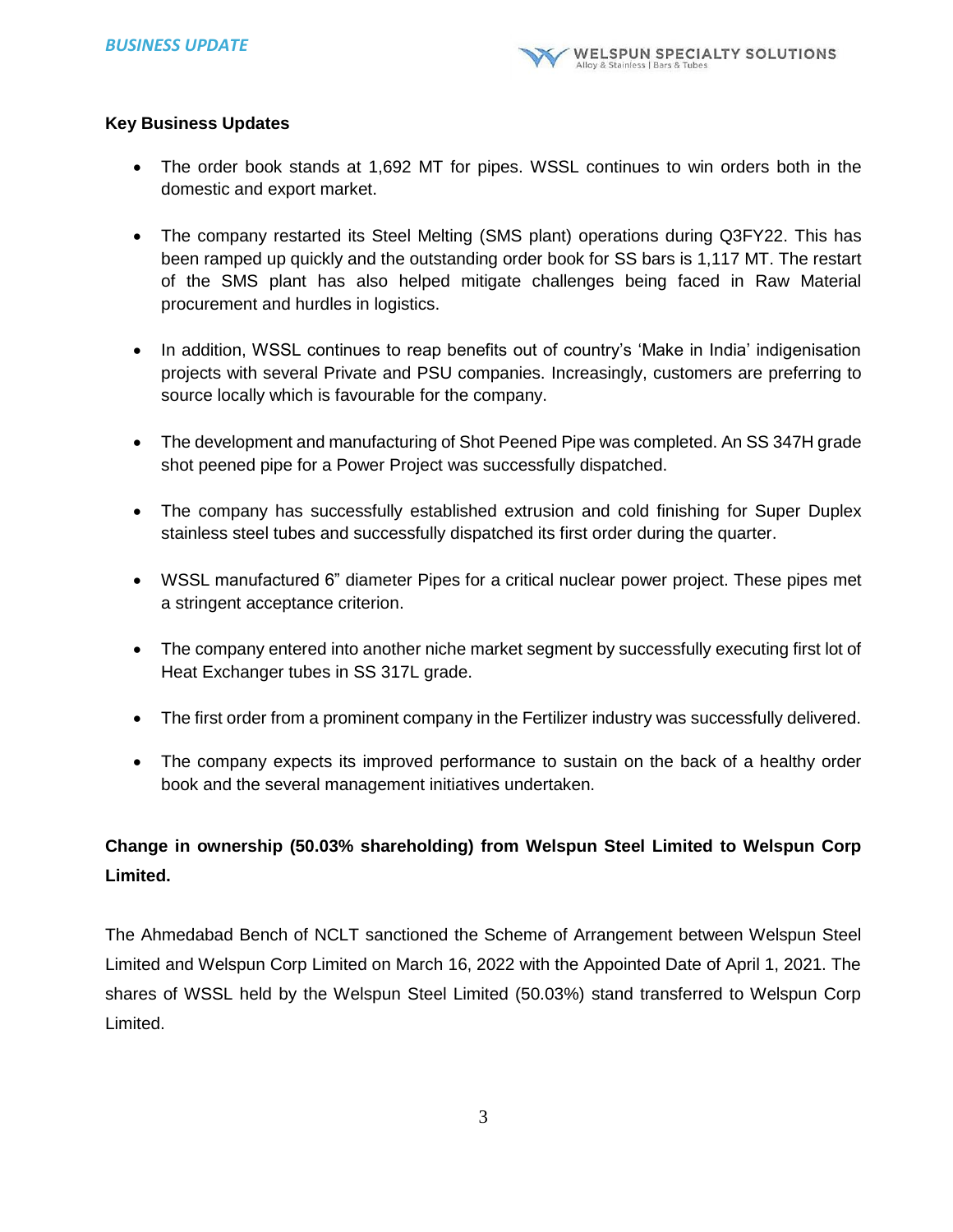## Key Business Updates

- The order book stands at 1,692 MT for pipes. WSSL continues to win orders both in the domestic and export market.
- The company restarted its Steel Melting (SMS plant) operations during Q3FY22. This has been ramped up quickly and the outstanding order book for SS bars is 1,117 MT. The restart of the SMS plant has also helped mitigate challenges being faced in Raw Material procurement and hurdles in logistics.
- In addition, WSSL continues to reap benefits out of country's 'Make in India' indigenisation projects with several Private and PSU companies. Increasingly, customers are preferring to source locally which is favourable for the company.
- The development and manufacturing of Shot Peened Pipe was completed. An SS 347H grade shot peened pipe for a Power Project was successfully dispatched.
- The company has successfully established extrusion and cold finishing for Super Duplex stainless steel tubes and successfully dispatched its first order during the quarter.
- WSSL manufactured 6" diameter Pipes for a critical nuclear power project. These pipes met a stringent acceptance criterion.
- The company entered into another niche market segment by successfully executing first lot of Heat Exchanger tubes in SS 317L grade.
- The first order from a prominent company in the Fertilizer industry was successfully delivered.
- The company expects its improved performance to sustain on the back of a healthy order book and the several management initiatives undertaken.

## Change in ownership (50.03% shareholding) from Welspun Steel Limited to Welspun Corp Limited.

The Ahmedabad Bench of NCLT sanctioned the Scheme of Arrangement between Welspun Steel Limited and Welspun Corp Limited on March 16, 2022 with the Appointed Date of April 1, 2021. The shares of WSSL held by the Welspun Steel Limited (50.03%) stand transferred to Welspun Corp Limited.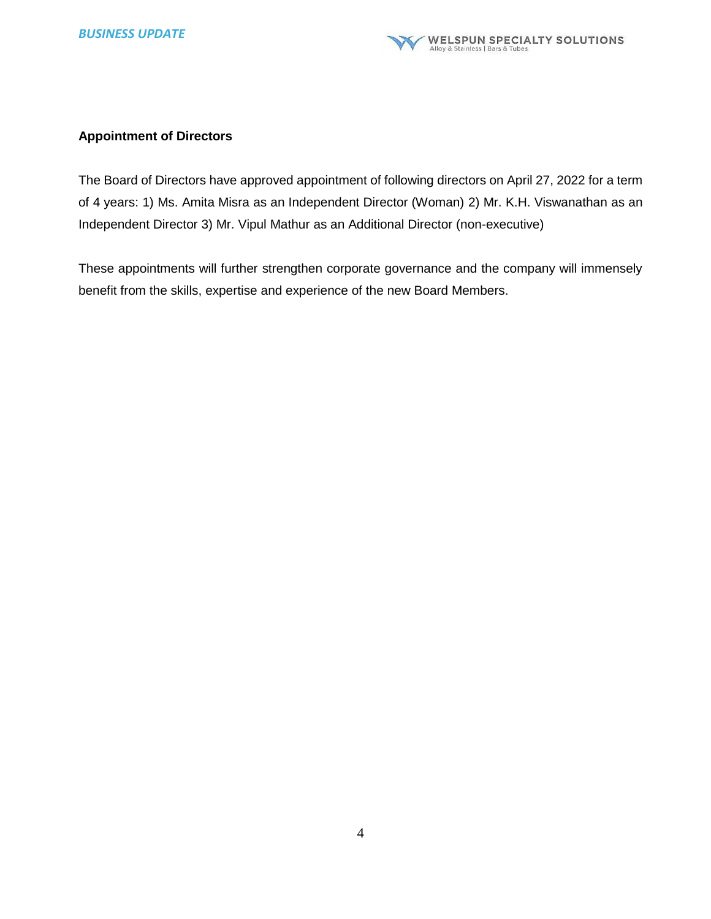**Appointment of Directors**

The Board of Directors have approved appointment of following directors on April 27, 2022 for a term of 4 years: 1) Ms. Amita Misra as an Independent Director (Woman) 2) Mr. K.H. Viswanathan as an Independent Director 3) Mr. Vipul Mathur as an Additional Director (non-executive)

These appointments will further strengthen corporate governance and the company will immensely benefit from the skills, expertise and experience of the new Board Members.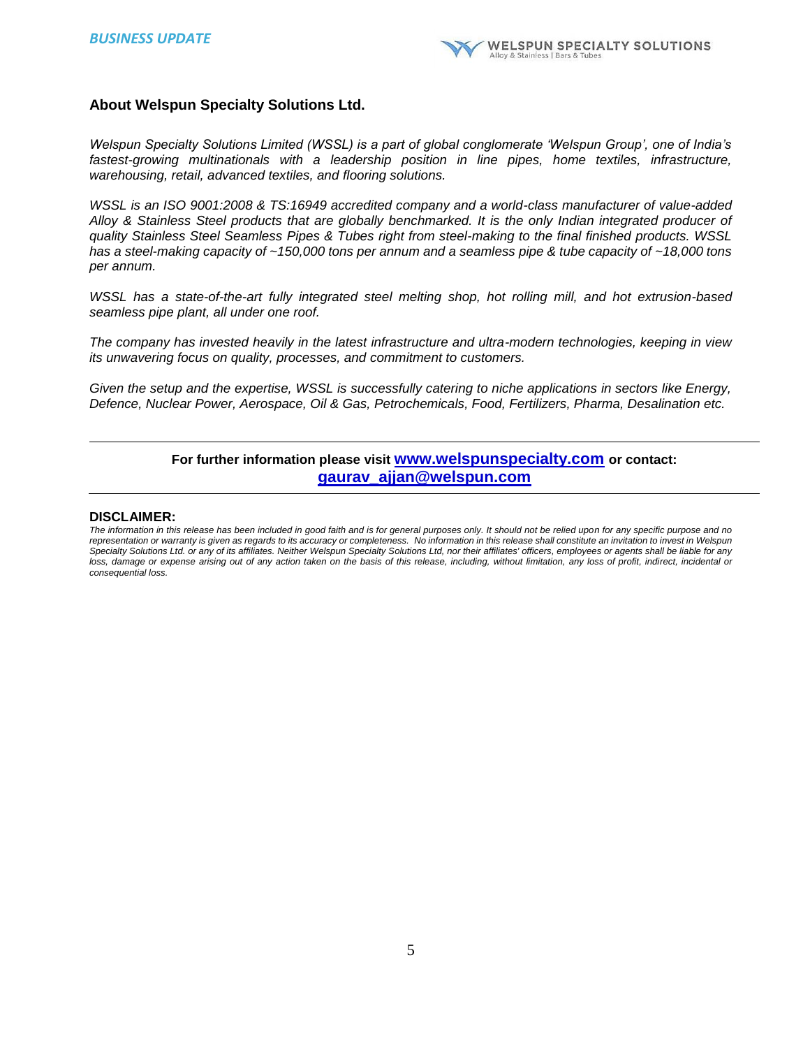## About Welspun Specialty Solutions Ltd.

*Welspun Specialty Solutions Limited (WSSL) is a part of global conglomerate 'Welspun Group', one of India's fastest-growing multinationals with a leadership position in line pipes, home textiles, infrastructure, warehousing, retail, advanced textiles, and flooring solutions.*

*WSSL is an ISO 9001:2008 & TS:16949 accredited company and a world-class manufacturer of value-added Alloy & Stainless Steel products that are globally benchmarked. It is the only Indian integrated producer of quality Stainless Steel Seamless Pipes & Tubes right from steel-making to the final finished products. WSSL has a steel-making capacity of ~150,000 tons per annum and a seamless pipe & tube capacity of ~18,000 tons per annum.*

*WSSL has a state-of-the-art fully integrated steel melting shop, hot rolling mill, and hot extrusion-based seamless pipe plant, all under one roof.*

*The company has invested heavily in the latest infrastructure and ultra-modern technologies, keeping in view its unwavering focus on quality, processes, and commitment to customers.*

*Given the setup and the expertise, WSSL is successfully catering to niche applications in sectors like Energy, Defence, Nuclear Power, Aerospace, Oil & Gas, Petrochemicals, Food, Fertilizers, Pharma, Desalination etc.*

---

**For further information please visit [www.welspunspecialty.com](http://www.welspunspecialty.com) or contact: [gaurav_ajjan@welspun.com](mailto:gaurav_ajjan@welspun.com)**

---

**DISCLAIMER:**

*The information in this release has been included in good faith and is for general purposes only. It should not be relied upon for any specific purpose and no representation or warranty is given as regards to its accuracy or completeness. No information in this release shall constitute an invitation to invest in Welspun Specialty Solutions Ltd. or any of its affiliates. Neither Welspun Specialty Solutions Ltd, nor their affiliates' officers, employees or agents shall be liable for any loss, damage or expense arising out of any action taken on the basis of this release, including, without limitation, any loss of profit, indirect, incidental or consequential loss.*